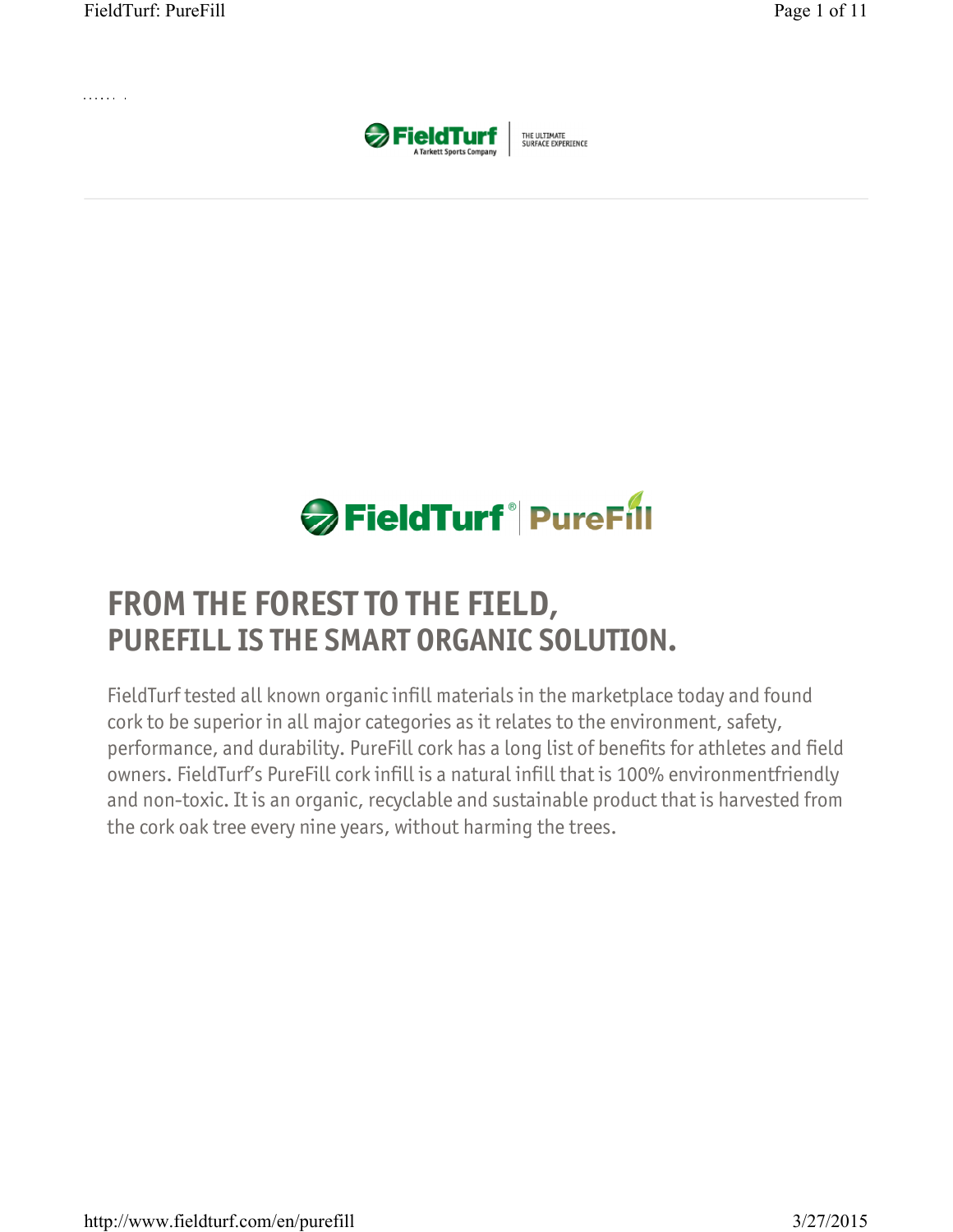# FROM THE FOREST TO THE FIELD, PUREFILL IS THE SMART ORGANIC SOLUTION.

FieldTurf tested all known organic infill materials in the marketplace today and found cork to be superior in all major categories as it relates to the environment, safety, performance, and durability. PureFill cork has a long list of benefits for athletes and field owners. FieldTurf's PureFill cork infill is a natural infill that is 100% environmentfriendly and non-toxic. It is an organic, recyclable and sustainable product that is harvested from the cork oak tree every nine years, without harming the trees.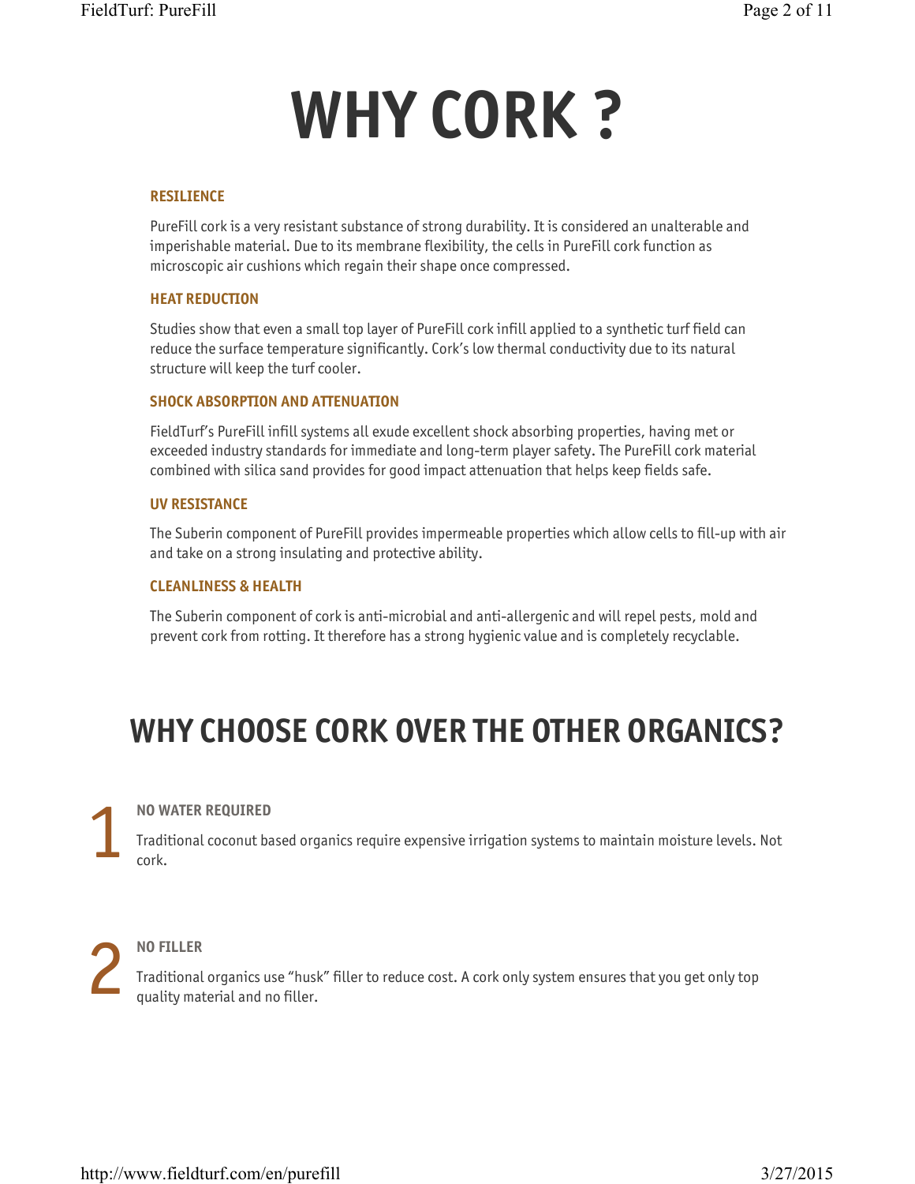# WHY CORK ?

### RESILIENCE

PureFill cork is a very resistant substance of strong durability. It is considered an unalterable and imperishable material. Due to its membrane flexibility, the cells in PureFill cork function as microscopic air cushions which regain their shape once compressed.

### HEAT REDUCTION

Studies show that even a small top layer of PureFill cork infill applied to a synthetic turf field can reduce the surface temperature significantly. Cork's low thermal conductivity due to its natural structure will keep the turf cooler.

### SHOCK ABSORPTION AND ATTENUATION

FieldTurf's PureFill infill systems all exude excellent shock absorbing properties, having met or exceeded industry standards for immediate and long-term player safety. The PureFill cork material combined with silica sand provides for good impact attenuation that helps keep fields safe.

### UV RESISTANCE

The Suberin component of PureFill provides impermeable properties which allow cells to fill-up with air and take on a strong insulating and protective ability.

### CLEANLINESS & HEALTH

The Suberin component of cork is anti-microbial and anti-allergenic and will repel pests, mold and prevent cork from rotting. It therefore has a strong hygienic value and is completely recyclable.

## WHY CHOOSE CORK OVER THE OTHER ORGANICS?

1. **NO WATER REQUIRED**

   Traditional coconut based organics require expensive irrigation systems to maintain moisture levels. Not cork.

2. **NO FILLER**

   Traditional organics use "husk" filler to reduce cost. A cork only system ensures that you get only top quality material and no filler.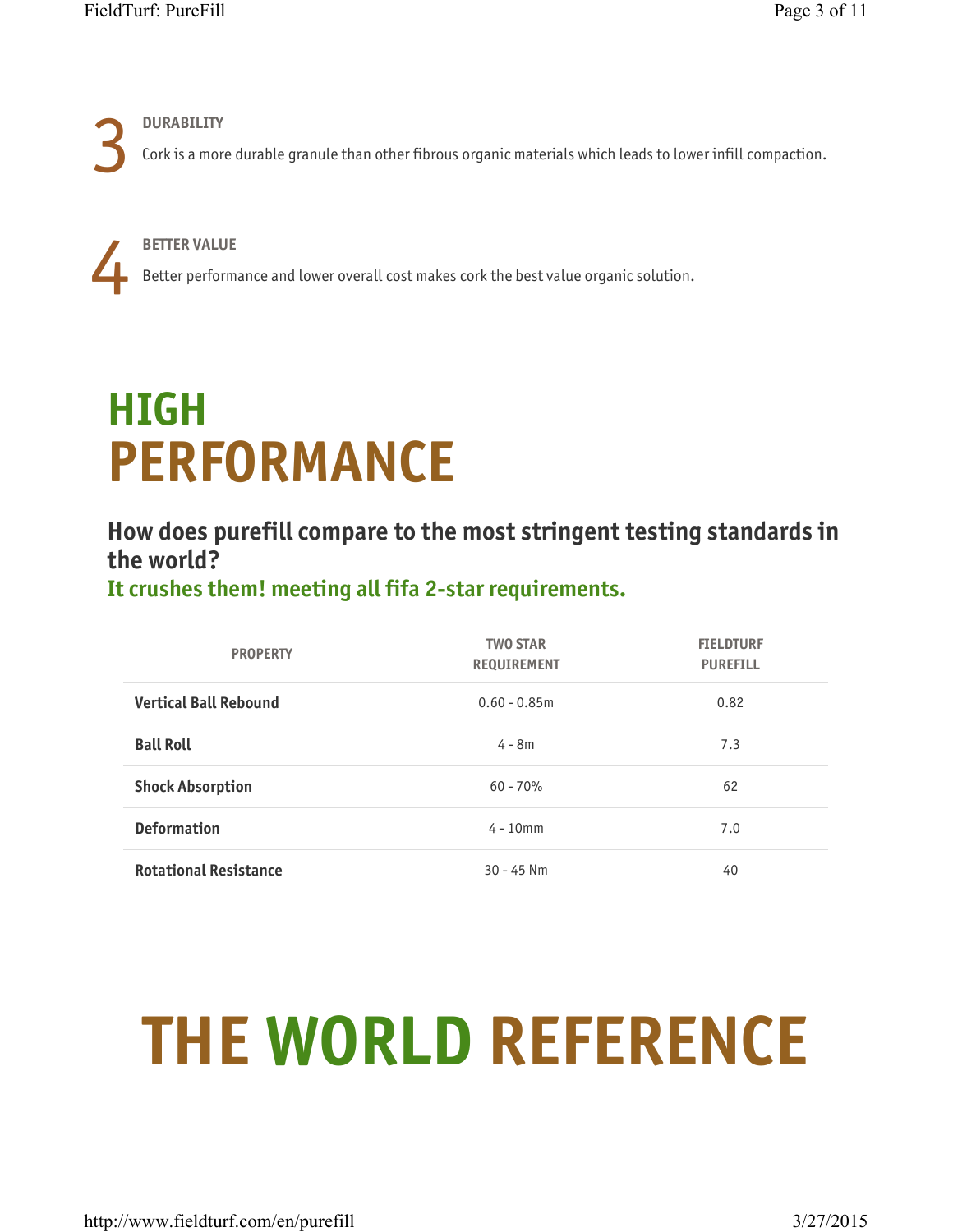### 3 DURABILITY

Cork is a more durable granule than other fibrous organic materials which leads to lower infill compaction.

### 4 BETTER VALUE

Better performance and lower overall cost makes cork the best value organic solution.

# HIGH PERFORMANCE

## How does purefill compare to the most stringent testing standards in the world?

**It crushes them! meeting all fifa 2-star requirements.**

| PROPERTY | TWO STAR REQUIREMENT | FIELDTURF PUREFILL |
|---|---|---|
| **Vertical Ball Rebound** | 0.60 - 0.85m | 0.82 |
| **Ball Roll** | 4 - 8m | 7.3 |
| **Shock Absorption** | 60 - 70% | 62 |
| **Deformation** | 4 - 10mm | 7.0 |
| **Rotational Resistance** | 30 - 45 Nm | 40 |

# THE WORLD REFERENCE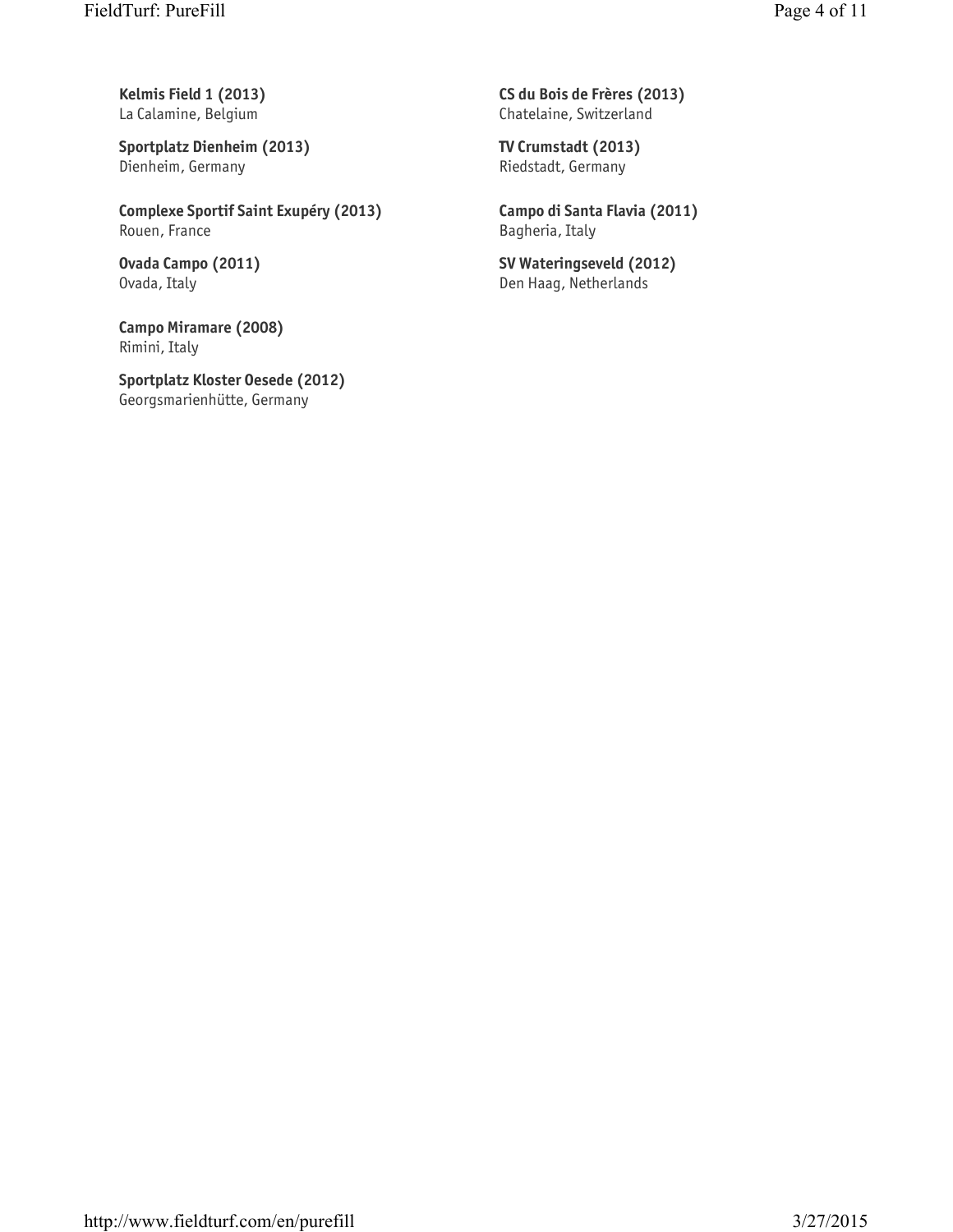**Kelmis Field 1 (2013)**
La Calamine, Belgium

**Sportplatz Dienheim (2013)**
Dienheim, Germany

**Complexe Sportif Saint Exupéry (2013)**
Rouen, France

**Ovada Campo (2011)**
Ovada, Italy

**Campo Miramare (2008)**
Rimini, Italy

**Sportplatz Kloster Oesede (2012)**
Georgsmarienhütte, Germany

**CS du Bois de Frères (2013)**
Chatelaine, Switzerland

**TV Crumstadt (2013)**
Riedstadt, Germany

**Campo di Santa Flavia (2011)**
Bagheria, Italy

**SV Wateringseveld (2012)**
Den Haag, Netherlands